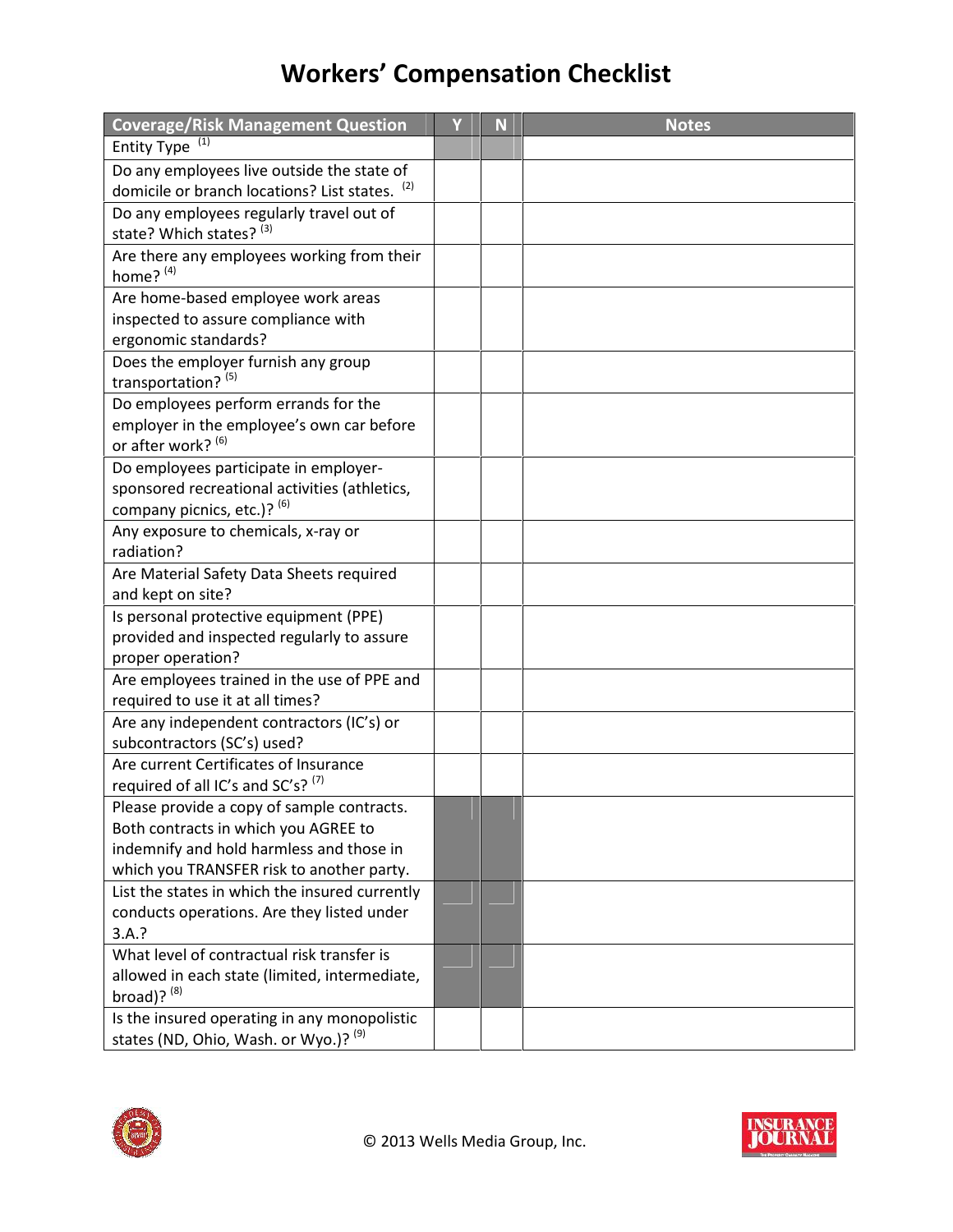# Workers' Compensation Checklist

| Coverage/Risk Management Question | Y | N | Notes |
| --- | --- | --- | --- |
| Entity Type [1] | | | |
| Do any employees live outside the state of domicile or branch locations? List states. [2] | | | |
| Do any employees regularly travel out of state? Which states? [3] | | | |
| Are there any employees working from their home? [4] | | | |
| Are home-based employee work areas inspected to assure compliance with ergonomic standards? | | | |
| Does the employer furnish any group transportation? [5] | | | |
| Do employees perform errands for the employer in the employee's own car before or after work? [6] | | | |
| Do employees participate in employer-sponsored recreational activities (athletics, company picnics, etc.)? [6] | | | |
| Any exposure to chemicals, x-ray or radiation? | | | |
| Are Material Safety Data Sheets required and kept on site? | | | |
| Is personal protective equipment (PPE) provided and inspected regularly to assure proper operation? | | | |
| Are employees trained in the use of PPE and required to use it at all times? | | | |
| Are any independent contractors (IC's) or subcontractors (SC's) used? | | | |
| Are current Certificates of Insurance required of all IC's and SC's? [7] | | | |
| Please provide a copy of sample contracts. Both contracts in which you AGREE to indemnify and hold harmless and those in which you TRANSFER risk to another party. | | | |
| List the states in which the insured currently conducts operations. Are they listed under 3.A.? | | | |
| What level of contractual risk transfer is allowed in each state (limited, intermediate, broad)? [8] | | | |
| Is the insured operating in any monopolistic states (ND, Ohio, Wash. or Wyo.)? [9] | | | |

© 2013 Wells Media Group, Inc.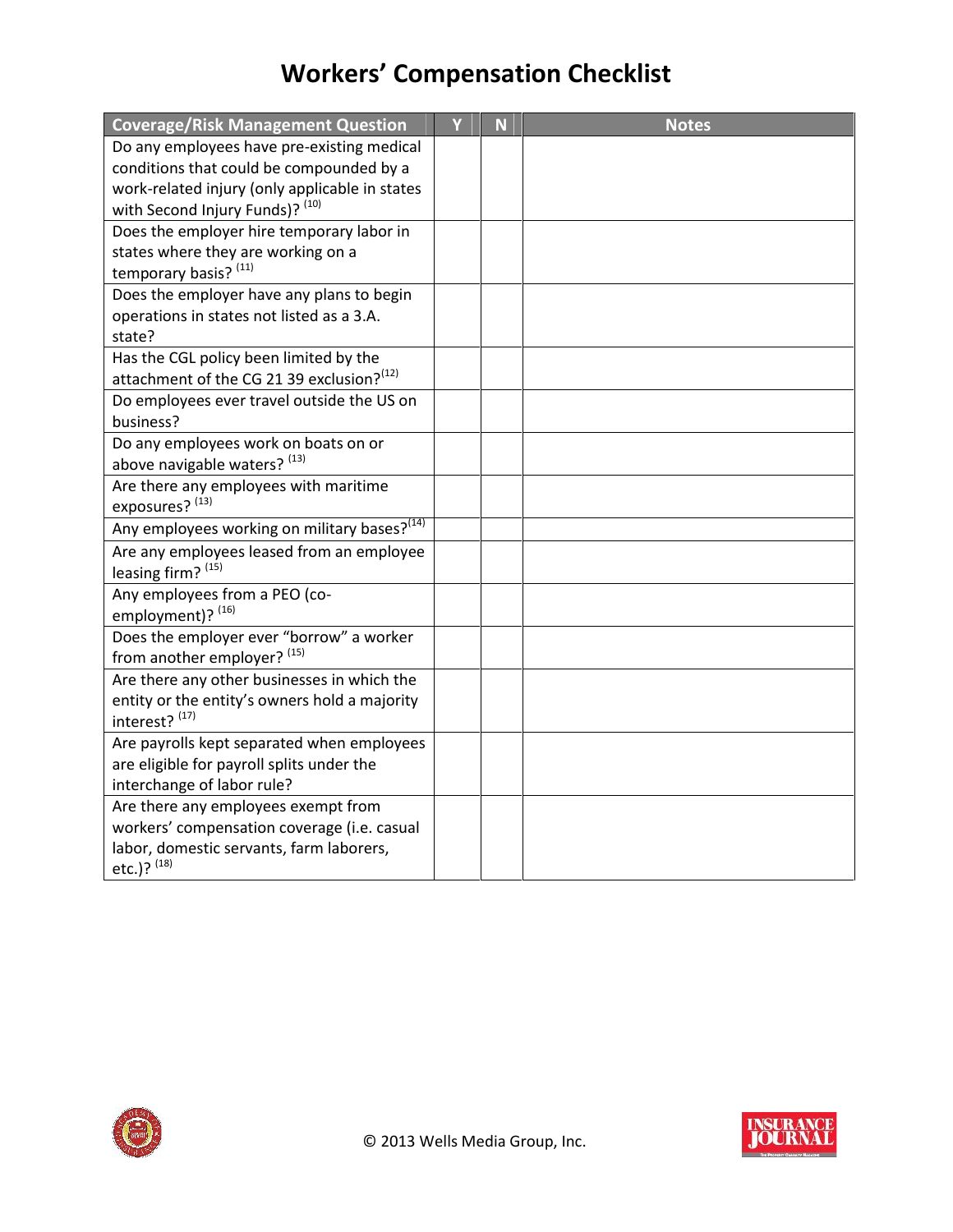# Workers' Compensation Checklist

| Coverage/Risk Management Question | Y | N | Notes |
|---|---|---|---|
| Do any employees have pre-existing medical conditions that could be compounded by a work-related injury (only applicable in states with Second Injury Funds)? [10] | | | |
| Does the employer hire temporary labor in states where they are working on a temporary basis? [11] | | | |
| Does the employer have any plans to begin operations in states not listed as a 3.A. state? | | | |
| Has the CGL policy been limited by the attachment of the CG 21 39 exclusion?[12] | | | |
| Do employees ever travel outside the US on business? | | | |
| Do any employees work on boats on or above navigable waters? [13] | | | |
| Are there any employees with maritime exposures? [13] | | | |
| Any employees working on military bases?[14] | | | |
| Are any employees leased from an employee leasing firm? [15] | | | |
| Any employees from a PEO (co-employment)? [16] | | | |
| Does the employer ever "borrow" a worker from another employer? [15] | | | |
| Are there any other businesses in which the entity or the entity's owners hold a majority interest? [17] | | | |
| Are payrolls kept separated when employees are eligible for payroll splits under the interchange of labor rule? | | | |
| Are there any employees exempt from workers' compensation coverage (i.e. casual labor, domestic servants, farm laborers, etc.)? [18] | | | |

© 2013 Wells Media Group, Inc.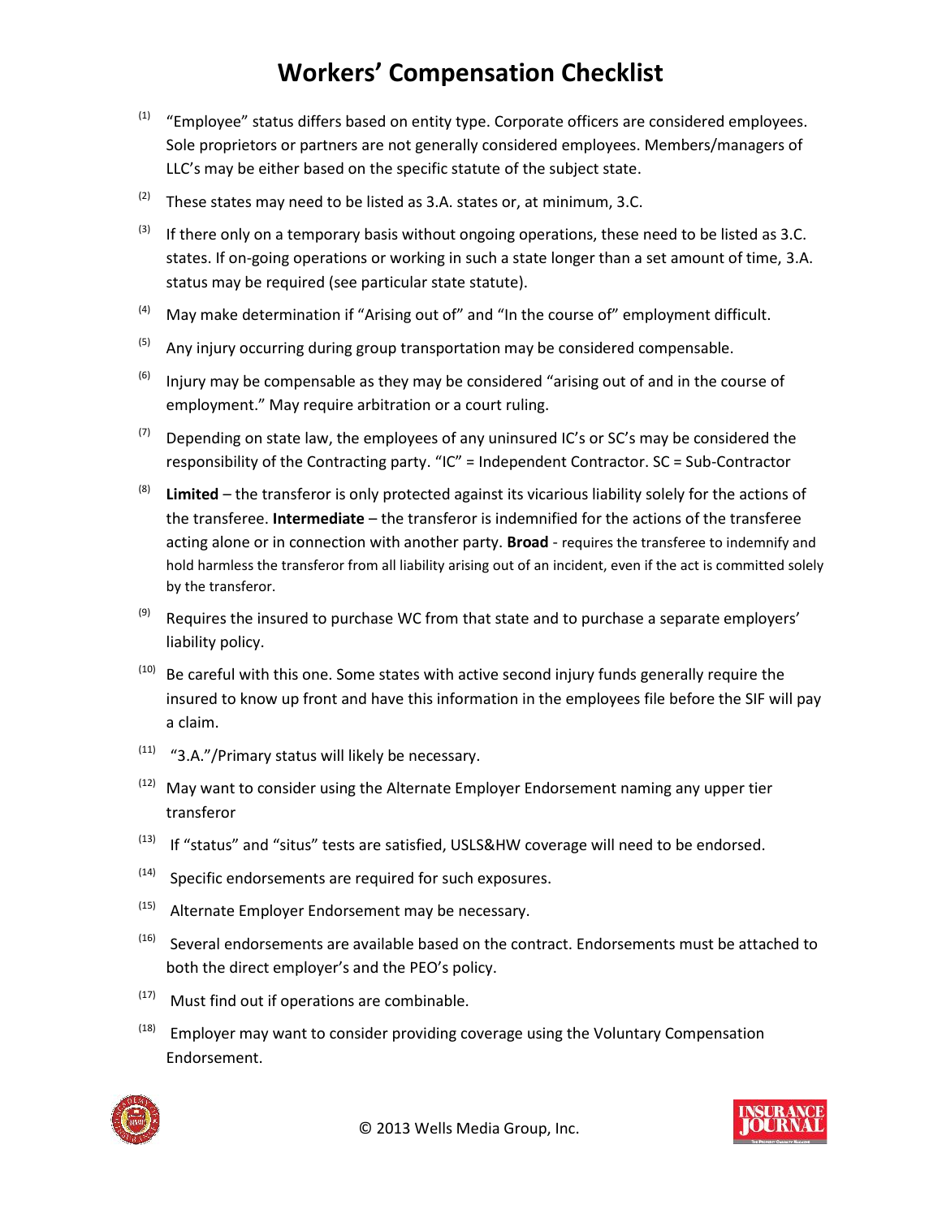# Workers' Compensation Checklist

[(1)] "Employee" status differs based on entity type. Corporate officers are considered employees. Sole proprietors or partners are not generally considered employees. Members/managers of LLC's may be either based on the specific statute of the subject state.

[(2)] These states may need to be listed as 3.A. states or, at minimum, 3.C.

[(3)] If there only on a temporary basis without ongoing operations, these need to be listed as 3.C. states. If on-going operations or working in such a state longer than a set amount of time, 3.A. status may be required (see particular state statute).

[(4)] May make determination if "Arising out of" and "In the course of" employment difficult.

[(5)] Any injury occurring during group transportation may be considered compensable.

[(6)] Injury may be compensable as they may be considered "arising out of and in the course of employment." May require arbitration or a court ruling.

[(7)] Depending on state law, the employees of any uninsured IC's or SC's may be considered the responsibility of the Contracting party. "IC" = Independent Contractor. SC = Sub-Contractor

[(8)] **Limited** – the transferor is only protected against its vicarious liability solely for the actions of the transferee. **Intermediate** – the transferor is indemnified for the actions of the transferee acting alone or in connection with another party. **Broad** - requires the transferee to indemnify and hold harmless the transferor from all liability arising out of an incident, even if the act is committed solely by the transferor.

[(9)] Requires the insured to purchase WC from that state and to purchase a separate employers' liability policy.

[(10)] Be careful with this one. Some states with active second injury funds generally require the insured to know up front and have this information in the employees file before the SIF will pay a claim.

[(11)] "3.A."/Primary status will likely be necessary.

[(12)] May want to consider using the Alternate Employer Endorsement naming any upper tier transferor

[(13)] If "status" and "situs" tests are satisfied, USLS&HW coverage will need to be endorsed.

[(14)] Specific endorsements are required for such exposures.

[(15)] Alternate Employer Endorsement may be necessary.

[(16)] Several endorsements are available based on the contract. Endorsements must be attached to both the direct employer's and the PEO's policy.

[(17)] Must find out if operations are combinable.

[(18)] Employer may want to consider providing coverage using the Voluntary Compensation Endorsement.

© 2013 Wells Media Group, Inc.